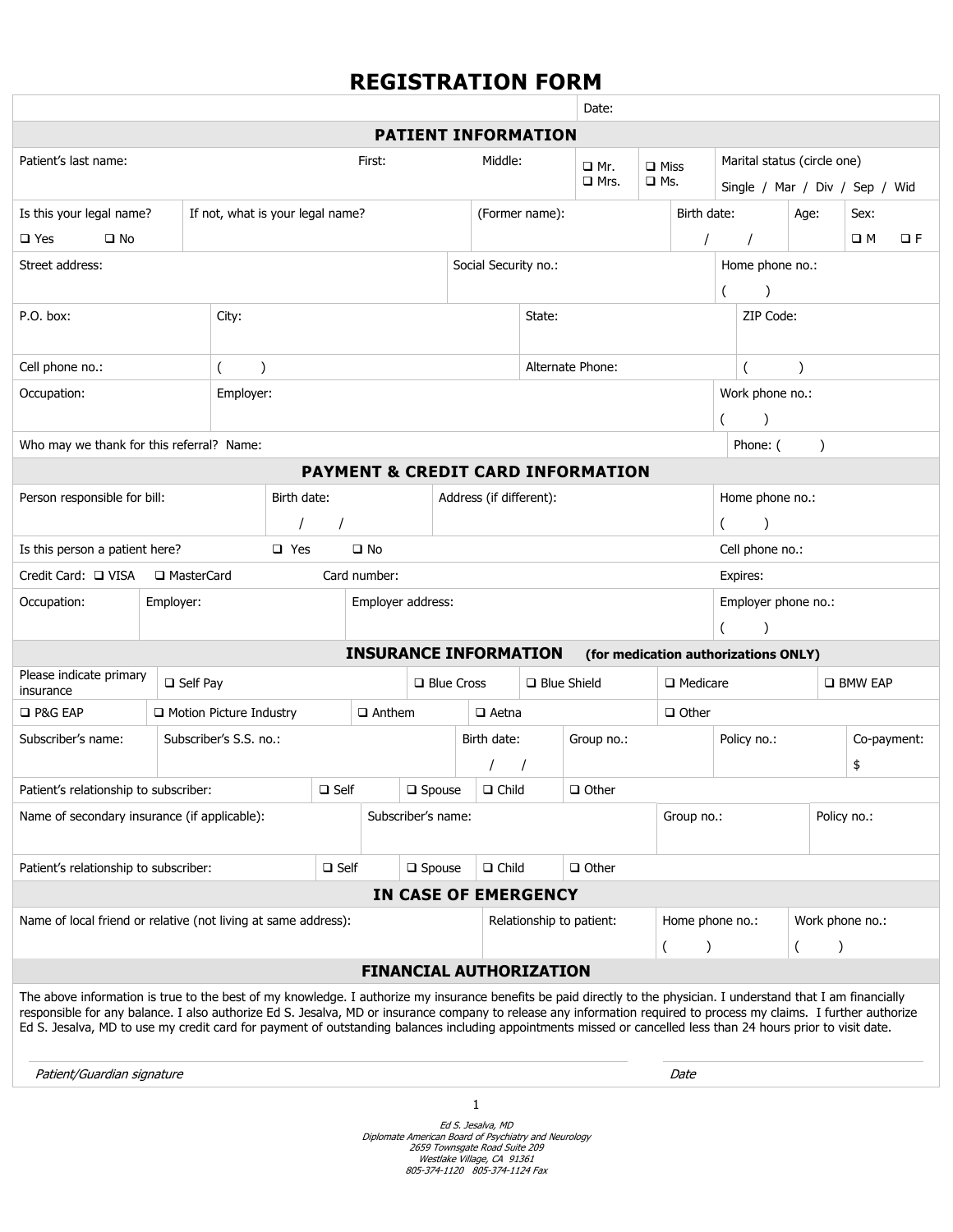# REGISTRATION FORM

Date:

## PATIENT INFORMATION

| Patient's last name: | First: | Middle: | ❑ Mr. ❑ Mrs. | ❑ Miss ❑ Ms. | Marital status (circle one) Single / Mar / Div / Sep / Wid |
|---|---|---|---|---|---|

| Is this your legal name? ❑ Yes ❑ No | If not, what is your legal name? | (Former name): | Birth date: / / | Age: | Sex: ❑ M ❑ F |
|---|---|---|---|---|---|

| Street address: | Social Security no.: | Home phone no.: ( ) |
|---|---|---|

| P.O. box: | City: | State: | ZIP Code: |
|---|---|---|---|
| Cell phone no.: | ( ) | Alternate Phone: | ( ) |

| Occupation: | Employer: | Work phone no.: ( ) |
|---|---|---|

| Who may we thank for this referral? Name: | Phone: ( ) |
|---|---|

## PAYMENT & CREDIT CARD INFORMATION

| Person responsible for bill: | Birth date: / / | Address (if different): | Home phone no.: ( ) |
|---|---|---|---|

| Is this person a patient here? ❑ Yes ❑ No | Cell phone no.: |
|---|---|
| Credit Card: ❑ VISA ❑ MasterCard Card number: | Expires: |

| Occupation: | Employer: | Employer address: | Employer phone no.: ( ) |
|---|---|---|---|

## INSURANCE INFORMATION (for medication authorizations ONLY)

| Please indicate primary insurance | ❑ Self Pay | ❑ Blue Cross | ❑ Blue Shield | ❑ Medicare | ❑ BMW EAP |
|---|---|---|---|---|---|
| ❑ P&G EAP | ❑ Motion Picture Industry | ❑ Anthem | ❑ Aetna | ❑ Other | |

| Subscriber's name: | Subscriber's S.S. no.: | Birth date: / / | Group no.: | Policy no.: | Co-payment: $ |
|---|---|---|---|---|---|

| Patient's relationship to subscriber: | ❑ Self | ❑ Spouse | ❑ Child | ❑ Other |
|---|---|---|---|---|

| Name of secondary insurance (if applicable): | Subscriber's name: | Group no.: | Policy no.: |
|---|---|---|---|

| Patient's relationship to subscriber: | ❑ Self | ❑ Spouse | ❑ Child | ❑ Other |
|---|---|---|---|---|

## IN CASE OF EMERGENCY

| Name of local friend or relative (not living at same address): | Relationship to patient: | Home phone no.: ( ) | Work phone no.: ( ) |
|---|---|---|---|

## FINANCIAL AUTHORIZATION

The above information is true to the best of my knowledge. I authorize my insurance benefits be paid directly to the physician. I understand that I am financially responsible for any balance. I also authorize Ed S. Jesalva, MD or insurance company to release any information required to process my claims. I further authorize Ed S. Jesalva, MD to use my credit card for payment of outstanding balances including appointments missed or cancelled less than 24 hours prior to visit date.

*Patient/Guardian signature* *Date*

*Ed S. Jesalva, MD*
*Diplomate American Board of Psychiatry and Neurology*
*2659 Townsgate Road Suite 209*
*Westlake Village, CA 91361*
*805-374-1120 805-374-1124 Fax*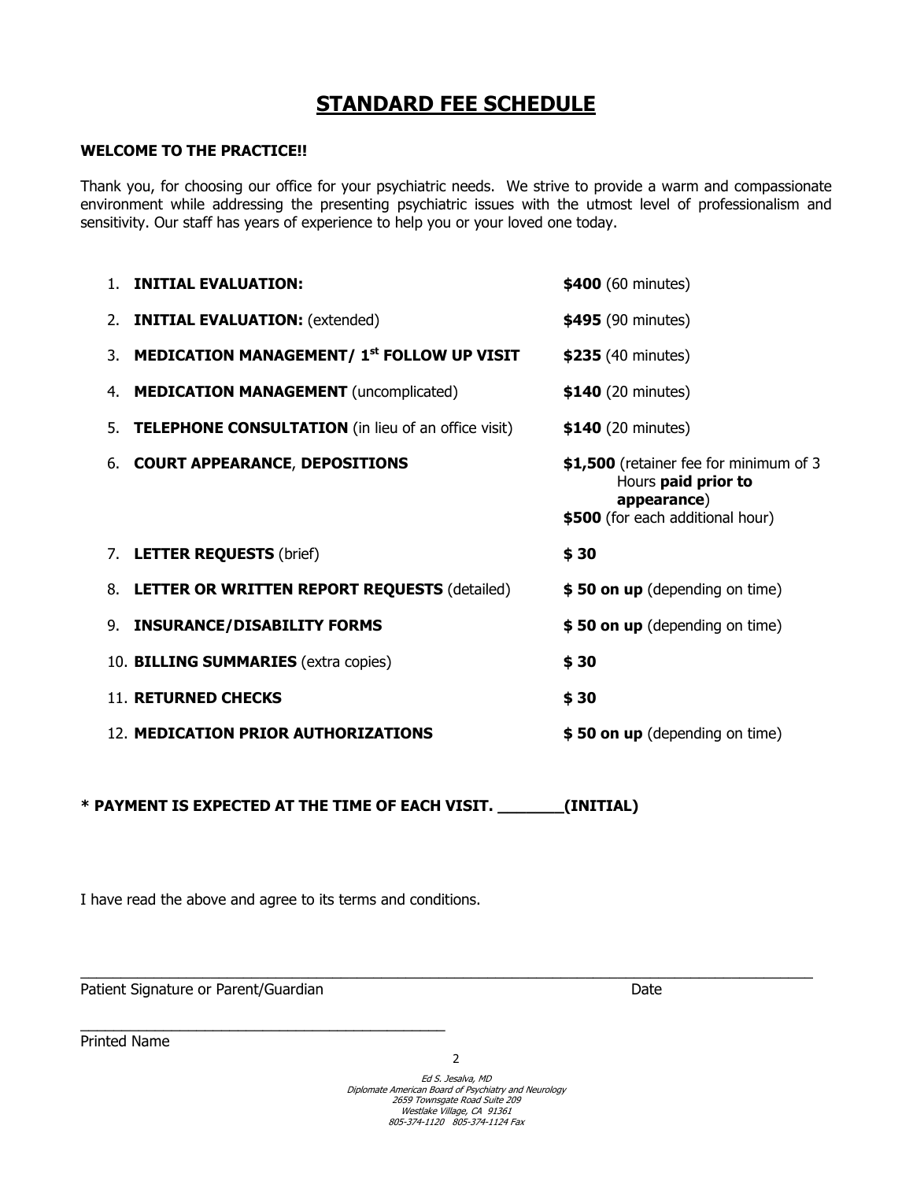# STANDARD FEE SCHEDULE

**WELCOME TO THE PRACTICE!!**

Thank you, for choosing our office for your psychiatric needs. We strive to provide a warm and compassionate environment while addressing the presenting psychiatric issues with the utmost level of professionalism and sensitivity. Our staff has years of experience to help you or your loved one today.

| | Service | Fee |
|---|---|---|
| 1. | **INITIAL EVALUATION:** | **$400** (60 minutes) |
| 2. | **INITIAL EVALUATION:** (extended) | **$495** (90 minutes) |
| 3. | **MEDICATION MANAGEMENT/ 1st FOLLOW UP VISIT** | **$235** (40 minutes) |
| 4. | **MEDICATION MANAGEMENT** (uncomplicated) | **$140** (20 minutes) |
| 5. | **TELEPHONE CONSULTATION** (in lieu of an office visit) | **$140** (20 minutes) |
| 6. | **COURT APPEARANCE**, **DEPOSITIONS** | **$1,500** (retainer fee for minimum of 3 Hours **paid prior to appearance**)<br>**$500** (for each additional hour) |
| 7. | **LETTER REQUESTS** (brief) | **$ 30** |
| 8. | **LETTER OR WRITTEN REPORT REQUESTS** (detailed) | **$ 50 on up** (depending on time) |
| 9. | **INSURANCE/DISABILITY FORMS** | **$ 50 on up** (depending on time) |
| 10. | **BILLING SUMMARIES** (extra copies) | **$ 30** |
| 11. | **RETURNED CHECKS** | **$ 30** |
| 12. | **MEDICATION PRIOR AUTHORIZATIONS** | **$ 50 on up** (depending on time) |

**\* PAYMENT IS EXPECTED AT THE TIME OF EACH VISIT. _______(INITIAL)**

I have read the above and agree to its terms and conditions.

_____________________________________________ 

Patient Signature or Parent/Guardian                                        Date

_____________________________________________

Printed Name

*Ed S. Jesalva, MD*
*Diplomate American Board of Psychiatry and Neurology*
*2659 Townsgate Road Suite 209*
*Westlake Village, CA 91361*
*805-374-1120 805-374-1124 Fax*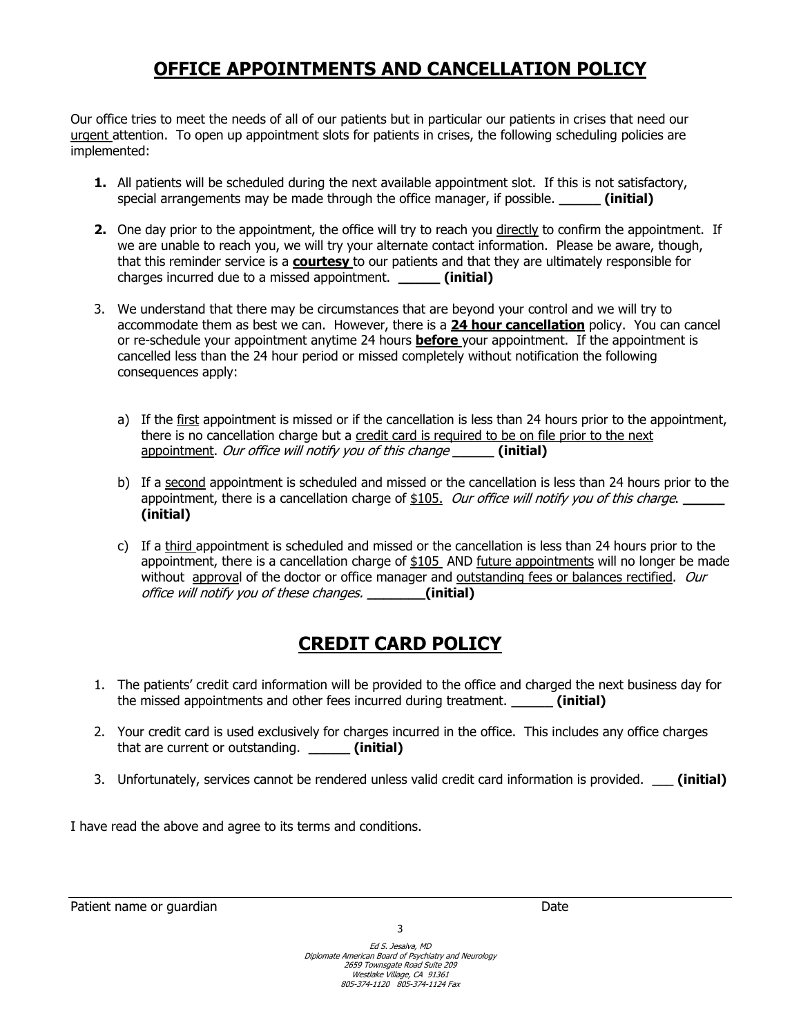# OFFICE APPOINTMENTS AND CANCELLATION POLICY

Our office tries to meet the needs of all of our patients but in particular our patients in crises that need our urgent attention. To open up appointment slots for patients in crises, the following scheduling policies are implemented:

1. All patients will be scheduled during the next available appointment slot. If this is not satisfactory, special arrangements may be made through the office manager, if possible. _____ **(initial)**

2. One day prior to the appointment, the office will try to reach you directly to confirm the appointment. If we are unable to reach you, we will try your alternate contact information. Please be aware, though, that this reminder service is a **courtesy** to our patients and that they are ultimately responsible for charges incurred due to a missed appointment. _____ **(initial)**

3. We understand that there may be circumstances that are beyond your control and we will try to accommodate them as best we can. However, there is a **24 hour cancellation** policy. You can cancel or re-schedule your appointment anytime 24 hours **before** your appointment. If the appointment is cancelled less than the 24 hour period or missed completely without notification the following consequences apply:

   a) If the first appointment is missed or if the cancellation is less than 24 hours prior to the appointment, there is no cancellation charge but a credit card is required to be on file prior to the next appointment. *Our office will notify you of this change* _____ **(initial)**

   b) If a second appointment is scheduled and missed or the cancellation is less than 24 hours prior to the appointment, there is a cancellation charge of $105. *Our office will notify you of this charge.* _____ **(initial)**

   c) If a third appointment is scheduled and missed or the cancellation is less than 24 hours prior to the appointment, there is a cancellation charge of $105 AND future appointments will no longer be made without approval of the doctor or office manager and outstanding fees or balances rectified. *Our office will notify you of these changes.* _______**(initial)**

# CREDIT CARD POLICY

1. The patients' credit card information will be provided to the office and charged the next business day for the missed appointments and other fees incurred during treatment. _____ **(initial)**

2. Your credit card is used exclusively for charges incurred in the office. This includes any office charges that are current or outstanding. _____ **(initial)**

3. Unfortunately, services cannot be rendered unless valid credit card information is provided. ___ **(initial)**

I have read the above and agree to its terms and conditions.

Patient name or guardian                                                                 Date

*Ed S. Jesalva, MD*
*Diplomate American Board of Psychiatry and Neurology*
*2659 Townsgate Road Suite 209*
*Westlake Village, CA 91361*
*805-374-1120 805-374-1124 Fax*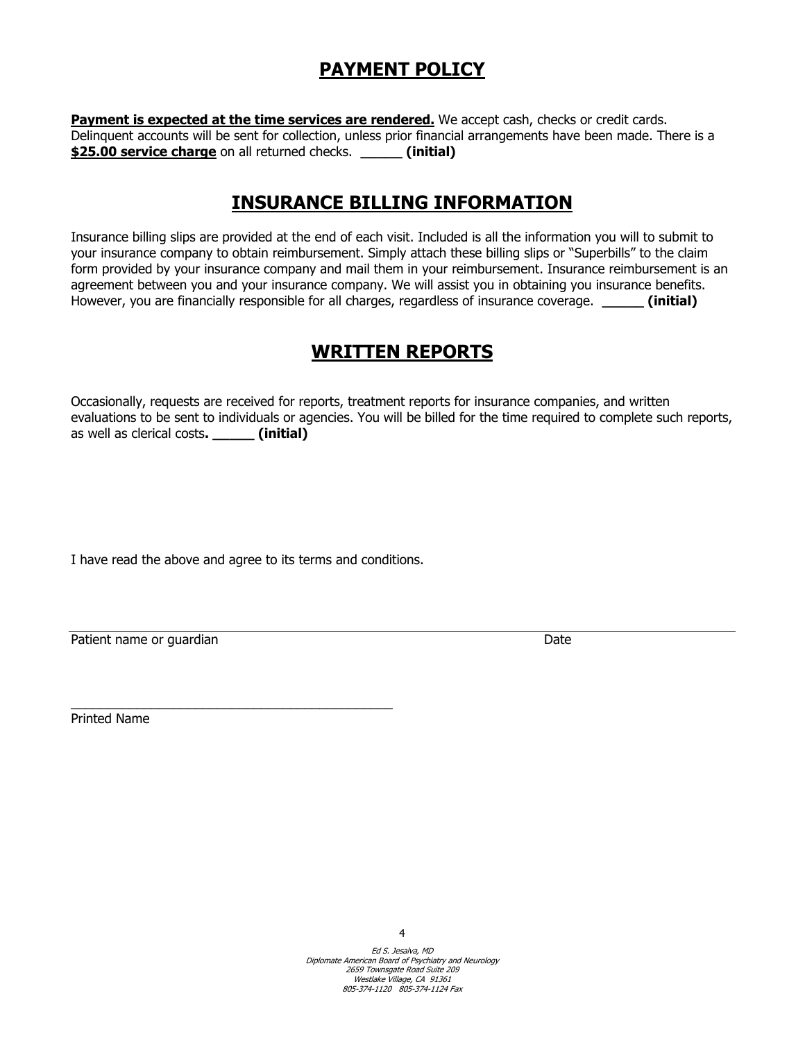## PAYMENT POLICY

**Payment is expected at the time services are rendered.** We accept cash, checks or credit cards. Delinquent accounts will be sent for collection, unless prior financial arrangements have been made. There is a **$25.00 service charge** on all returned checks. **_____ (initial)**

## INSURANCE BILLING INFORMATION

Insurance billing slips are provided at the end of each visit. Included is all the information you will to submit to your insurance company to obtain reimbursement. Simply attach these billing slips or "Superbills" to the claim form provided by your insurance company and mail them in your reimbursement. Insurance reimbursement is an agreement between you and your insurance company. We will assist you in obtaining you insurance benefits. However, you are financially responsible for all charges, regardless of insurance coverage. **_____ (initial)**

## WRITTEN REPORTS

Occasionally, requests are received for reports, treatment reports for insurance companies, and written evaluations to be sent to individuals or agencies. You will be billed for the time required to complete such reports, as well as clerical costs**. _____ (initial)**

I have read the above and agree to its terms and conditions.

______________________________________________________________________________

Patient name or guardian                                                                                    Date

______________________________________________

Printed Name

*Ed S. Jesalva, MD*
*Diplomate American Board of Psychiatry and Neurology*
*2659 Townsgate Road Suite 209*
*Westlake Village, CA 91361*
*805-374-1120 805-374-1124 Fax*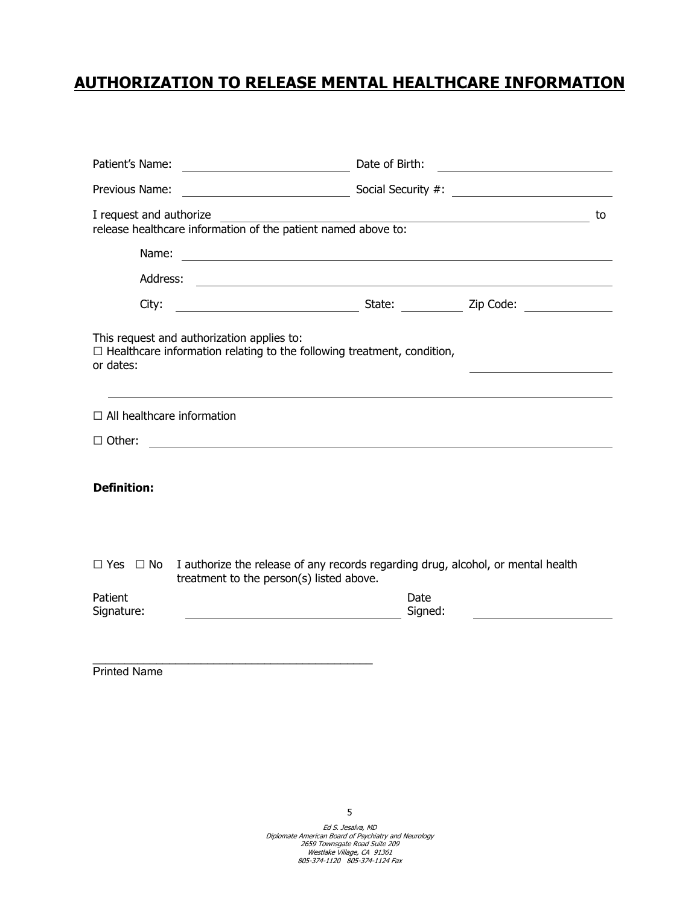# **AUTHORIZATION TO RELEASE MENTAL HEALTHCARE INFORMATION**

Patient's Name: ______________________ Date of Birth: ______________________

Previous Name: ______________________ Social Security #: ______________________

I request and authorize ____________________________________________ to release healthcare information of the patient named above to:

Name: ____________________________________________

Address: ____________________________________________

City: ______________________ State: __________ Zip Code: __________

This request and authorization applies to:

☐ Healthcare information relating to the following treatment, condition, or dates: ______________________

____________________________________________

☐ All healthcare information

☐ Other: ____________________________________________

**Definition:**

☐ Yes ☐ No I authorize the release of any records regarding drug, alcohol, or mental health treatment to the person(s) listed above.

Patient Signature: ______________________ Date Signed: ______________________

______________________________________________

Printed Name

*Ed S. Jesalva, MD*
*Diplomate American Board of Psychiatry and Neurology*
*2659 Townsgate Road Suite 209*
*Westlake Village, CA 91361*
*805-374-1120 805-374-1124 Fax*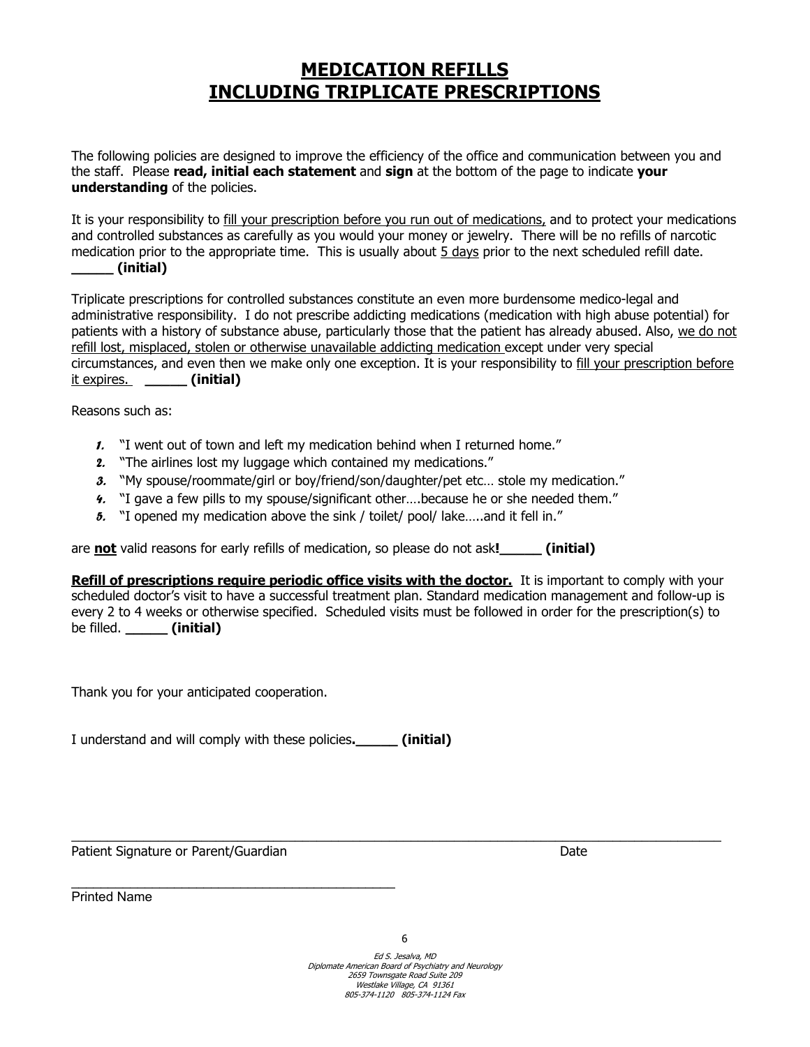# MEDICATION REFILLS
# INCLUDING TRIPLICATE PRESCRIPTIONS

The following policies are designed to improve the efficiency of the office and communication between you and the staff. Please **read, initial each statement** and **sign** at the bottom of the page to indicate **your understanding** of the policies.

It is your responsibility to <u>fill your prescription before you run out of medications,</u> and to protect your medications and controlled substances as carefully as you would your money or jewelry. There will be no refills of narcotic medication prior to the appropriate time. This is usually about <u>5 days</u> prior to the next scheduled refill date. **_____ (initial)**

Triplicate prescriptions for controlled substances constitute an even more burdensome medico-legal and administrative responsibility. I do not prescribe addicting medications (medication with high abuse potential) for patients with a history of substance abuse, particularly those that the patient has already abused. Also, <u>we do not refill lost, misplaced, stolen or otherwise unavailable addicting medication</u> except under very special circumstances, and even then we make only one exception. It is your responsibility to <u>fill your prescription before it expires.</u> **_____ (initial)**

Reasons such as:

1. "I went out of town and left my medication behind when I returned home."
2. "The airlines lost my luggage which contained my medications."
3. "My spouse/roommate/girl or boy/friend/son/daughter/pet etc… stole my medication."
4. "I gave a few pills to my spouse/significant other….because he or she needed them."
5. "I opened my medication above the sink / toilet/ pool/ lake…..and it fell in."

are **<u>not</u>** valid reasons for early refills of medication, so please do not ask**!_____ (initial)**

**<u>Refill of prescriptions require periodic office visits with the doctor.</u>** It is important to comply with your scheduled doctor's visit to have a successful treatment plan. Standard medication management and follow-up is every 2 to 4 weeks or otherwise specified. Scheduled visits must be followed in order for the prescription(s) to be filled. **_____ (initial)**

Thank you for your anticipated cooperation.

I understand and will comply with these policies**._____ (initial)**

_______________________________________________________________________________

Patient Signature or Parent/Guardian                                                                 Date

_____________________________________________

Printed Name

*Ed S. Jesalva, MD*
*Diplomate American Board of Psychiatry and Neurology*
*2659 Townsgate Road Suite 209*
*Westlake Village, CA 91361*
*805-374-1120 805-374-1124 Fax*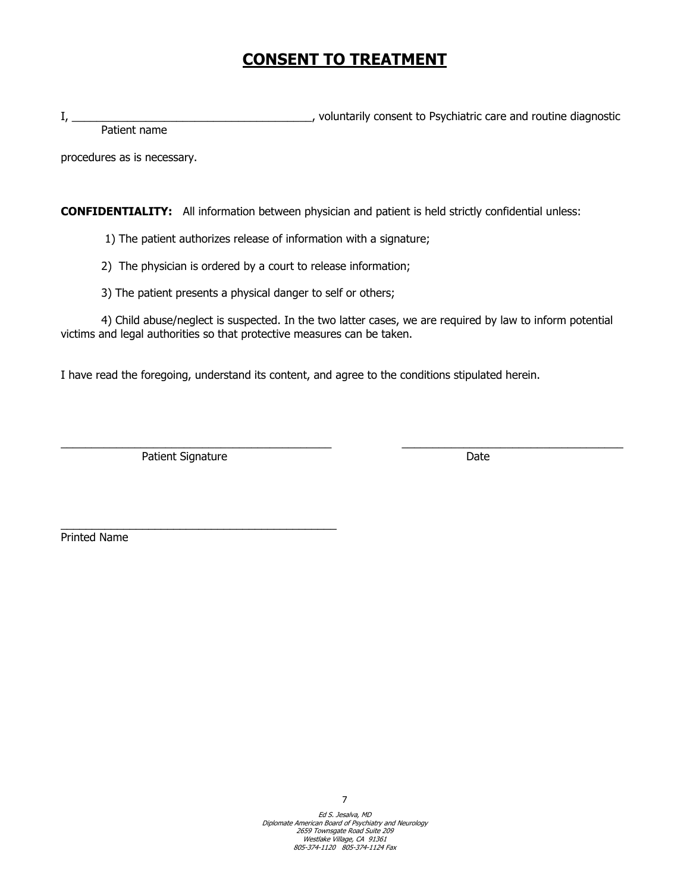# CONSENT TO TREATMENT

I, ________________________________________, voluntarily consent to Psychiatric care and routine diagnostic
Patient name

procedures as is necessary.

**CONFIDENTIALITY:** All information between physician and patient is held strictly confidential unless:

1) The patient authorizes release of information with a signature;

2) The physician is ordered by a court to release information;

3) The patient presents a physical danger to self or others;

4) Child abuse/neglect is suspected. In the two latter cases, we are required by law to inform potential victims and legal authorities so that protective measures can be taken.

I have read the foregoing, understand its content, and agree to the conditions stipulated herein.

______________________________________________ ______________________________________
Patient Signature Date

______________________________________________
Printed Name

*Ed S. Jesalva, MD*
*Diplomate American Board of Psychiatry and Neurology*
*2659 Townsgate Road Suite 209*
*Westlake Village, CA 91361*
*805-374-1120 805-374-1124 Fax*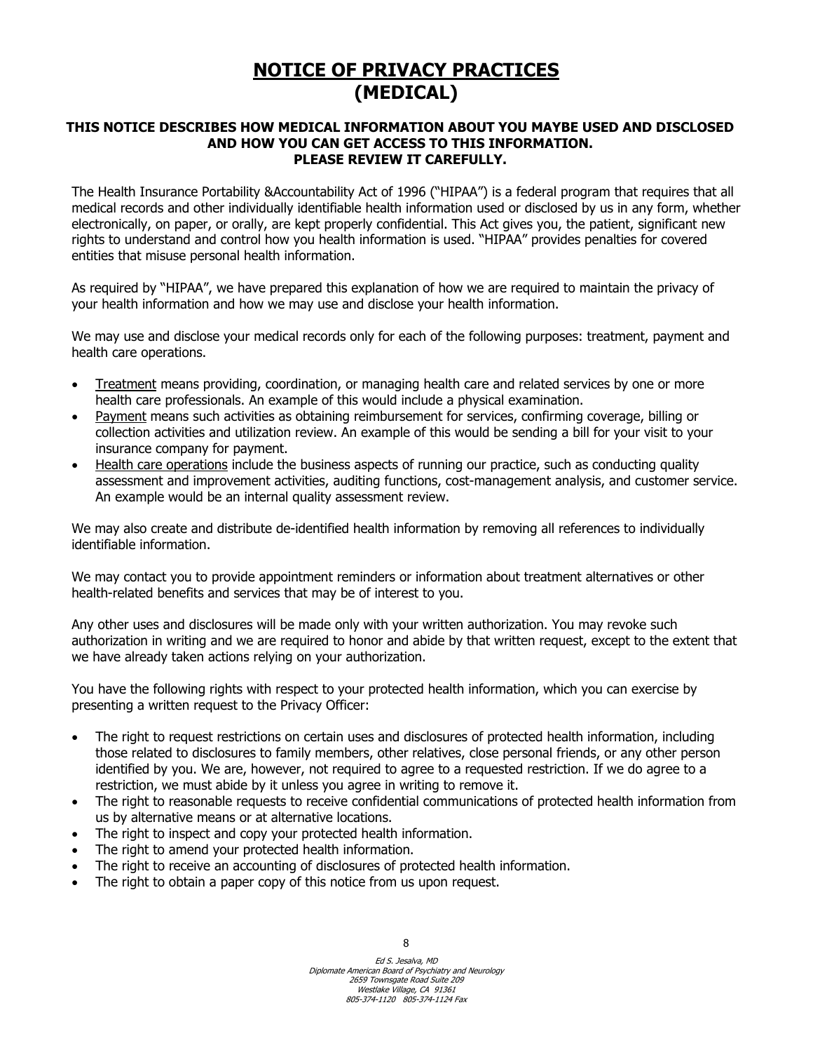# NOTICE OF PRIVACY PRACTICES (MEDICAL)

**THIS NOTICE DESCRIBES HOW MEDICAL INFORMATION ABOUT YOU MAYBE USED AND DISCLOSED AND HOW YOU CAN GET ACCESS TO THIS INFORMATION. PLEASE REVIEW IT CAREFULLY.**

The Health Insurance Portability &Accountability Act of 1996 ("HIPAA") is a federal program that requires that all medical records and other individually identifiable health information used or disclosed by us in any form, whether electronically, on paper, or orally, are kept properly confidential. This Act gives you, the patient, significant new rights to understand and control how you health information is used. "HIPAA" provides penalties for covered entities that misuse personal health information.

As required by "HIPAA", we have prepared this explanation of how we are required to maintain the privacy of your health information and how we may use and disclose your health information.

We may use and disclose your medical records only for each of the following purposes: treatment, payment and health care operations.

- Treatment means providing, coordination, or managing health care and related services by one or more health care professionals. An example of this would include a physical examination.
- Payment means such activities as obtaining reimbursement for services, confirming coverage, billing or collection activities and utilization review. An example of this would be sending a bill for your visit to your insurance company for payment.
- Health care operations include the business aspects of running our practice, such as conducting quality assessment and improvement activities, auditing functions, cost-management analysis, and customer service. An example would be an internal quality assessment review.

We may also create and distribute de-identified health information by removing all references to individually identifiable information.

We may contact you to provide appointment reminders or information about treatment alternatives or other health-related benefits and services that may be of interest to you.

Any other uses and disclosures will be made only with your written authorization. You may revoke such authorization in writing and we are required to honor and abide by that written request, except to the extent that we have already taken actions relying on your authorization.

You have the following rights with respect to your protected health information, which you can exercise by presenting a written request to the Privacy Officer:

- The right to request restrictions on certain uses and disclosures of protected health information, including those related to disclosures to family members, other relatives, close personal friends, or any other person identified by you. We are, however, not required to agree to a requested restriction. If we do agree to a restriction, we must abide by it unless you agree in writing to remove it.
- The right to reasonable requests to receive confidential communications of protected health information from us by alternative means or at alternative locations.
- The right to inspect and copy your protected health information.
- The right to amend your protected health information.
- The right to receive an accounting of disclosures of protected health information.
- The right to obtain a paper copy of this notice from us upon request.

*Ed S. Jesalva, MD*
*Diplomate American Board of Psychiatry and Neurology*
*2659 Townsgate Road Suite 209*
*Westlake Village, CA 91361*
*805-374-1120 805-374-1124 Fax*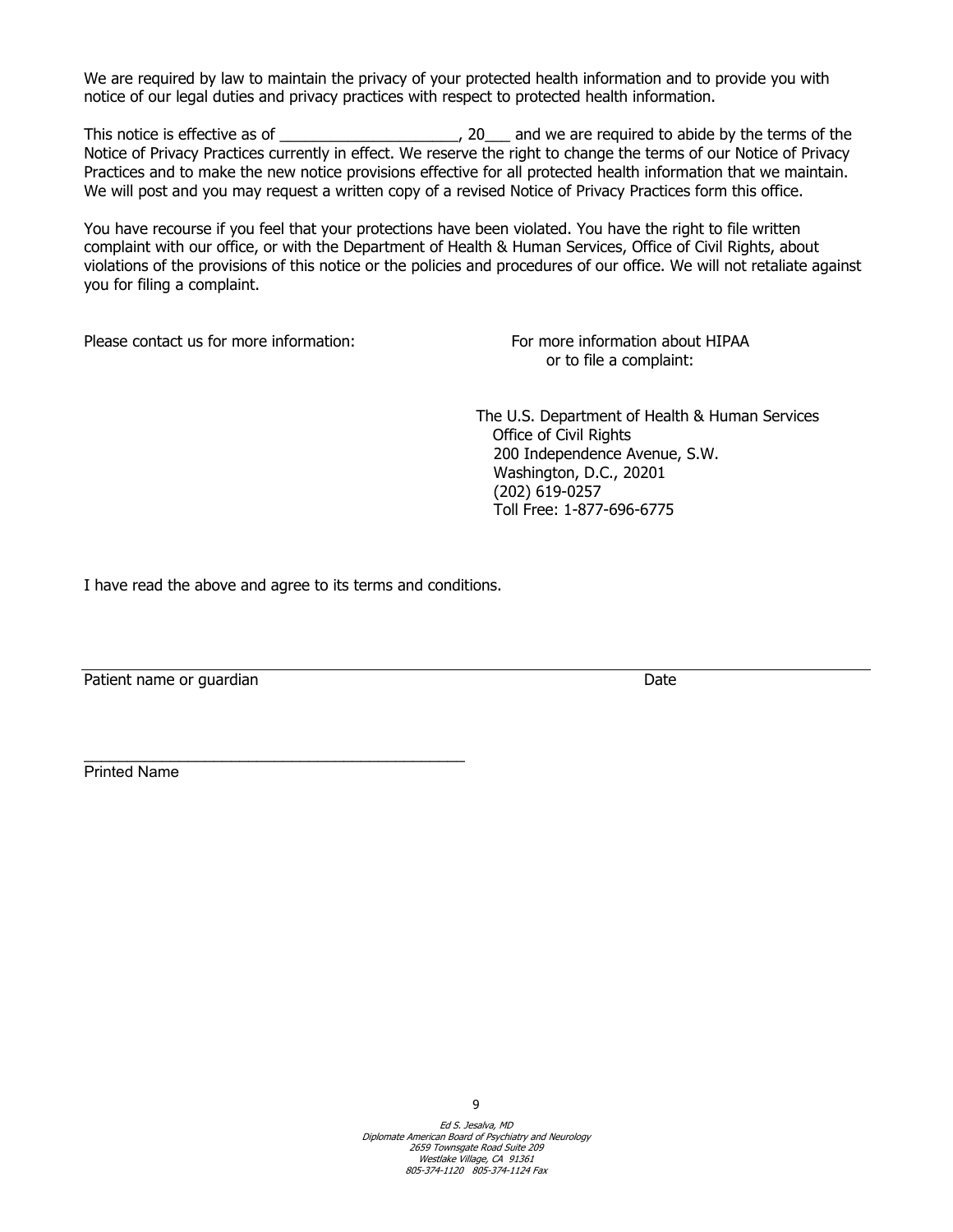We are required by law to maintain the privacy of your protected health information and to provide you with notice of our legal duties and privacy practices with respect to protected health information.

This notice is effective as of _____________________, 20___ and we are required to abide by the terms of the Notice of Privacy Practices currently in effect. We reserve the right to change the terms of our Notice of Privacy Practices and to make the new notice provisions effective for all protected health information that we maintain. We will post and you may request a written copy of a revised Notice of Privacy Practices form this office.

You have recourse if you feel that your protections have been violated. You have the right to file written complaint with our office, or with the Department of Health & Human Services, Office of Civil Rights, about violations of the provisions of this notice or the policies and procedures of our office. We will not retaliate against you for filing a complaint.

Please contact us for more information:

For more information about HIPAA or to file a complaint:

The U.S. Department of Health & Human Services
Office of Civil Rights
200 Independence Avenue, S.W.
Washington, D.C., 20201
(202) 619-0257
Toll Free: 1-877-696-6775

I have read the above and agree to its terms and conditions.

_____________________________________________________________________________

Patient name or guardian                                                                                    Date

_____________________________________________

Printed Name

*Ed S. Jesalva, MD*
*Diplomate American Board of Psychiatry and Neurology*
*2659 Townsgate Road Suite 209*
*Westlake Village, CA 91361*
*805-374-1120 805-374-1124 Fax*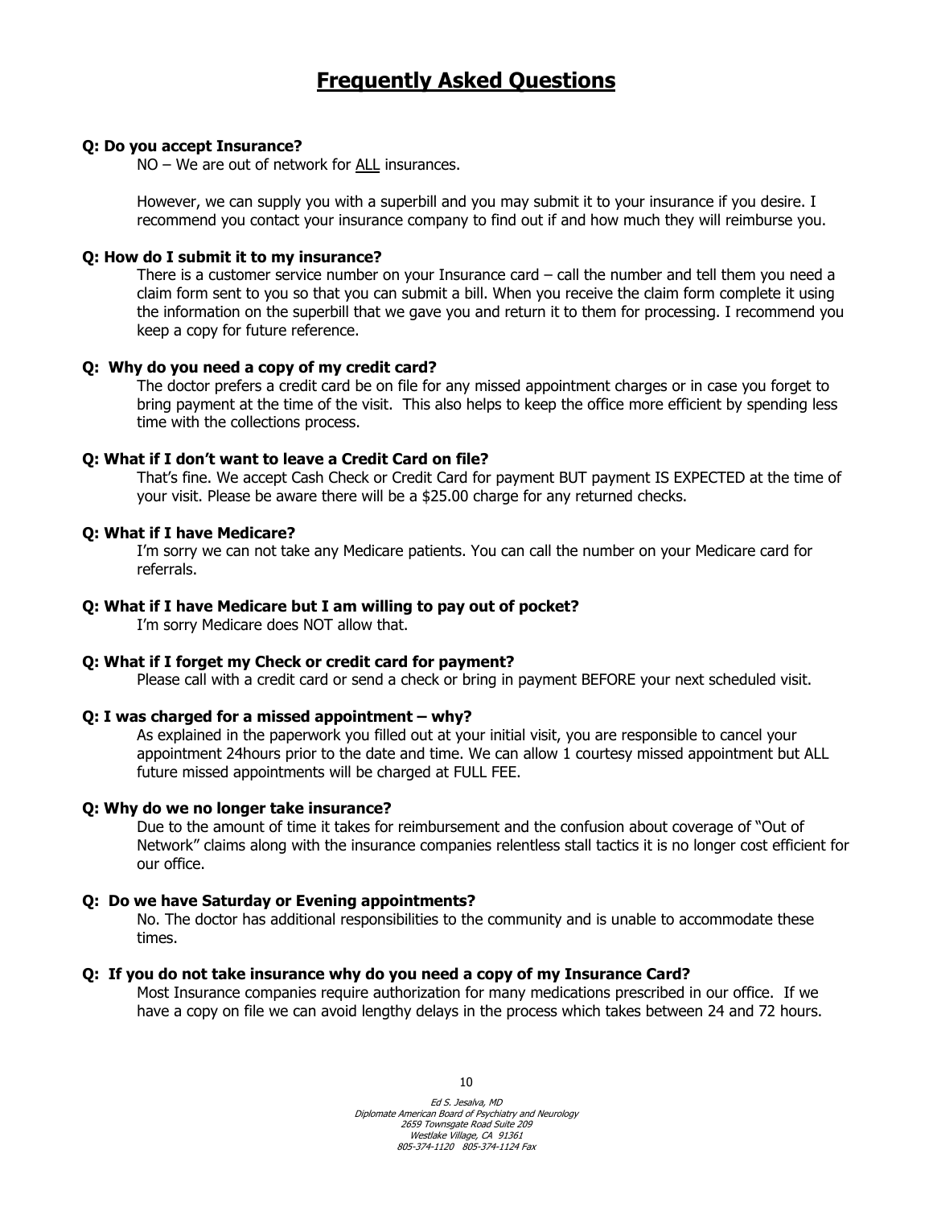# Frequently Asked Questions

**Q: Do you accept Insurance?**

NO – We are out of network for ALL insurances.

However, we can supply you with a superbill and you may submit it to your insurance if you desire. I recommend you contact your insurance company to find out if and how much they will reimburse you.

**Q: How do I submit it to my insurance?**

There is a customer service number on your Insurance card – call the number and tell them you need a claim form sent to you so that you can submit a bill. When you receive the claim form complete it using the information on the superbill that we gave you and return it to them for processing. I recommend you keep a copy for future reference.

**Q: Why do you need a copy of my credit card?**

The doctor prefers a credit card be on file for any missed appointment charges or in case you forget to bring payment at the time of the visit. This also helps to keep the office more efficient by spending less time with the collections process.

**Q: What if I don't want to leave a Credit Card on file?**

That's fine. We accept Cash Check or Credit Card for payment BUT payment IS EXPECTED at the time of your visit. Please be aware there will be a $25.00 charge for any returned checks.

**Q: What if I have Medicare?**

I'm sorry we can not take any Medicare patients. You can call the number on your Medicare card for referrals.

**Q: What if I have Medicare but I am willing to pay out of pocket?**

I'm sorry Medicare does NOT allow that.

**Q: What if I forget my Check or credit card for payment?**

Please call with a credit card or send a check or bring in payment BEFORE your next scheduled visit.

**Q: I was charged for a missed appointment – why?**

As explained in the paperwork you filled out at your initial visit, you are responsible to cancel your appointment 24hours prior to the date and time. We can allow 1 courtesy missed appointment but ALL future missed appointments will be charged at FULL FEE.

**Q: Why do we no longer take insurance?**

Due to the amount of time it takes for reimbursement and the confusion about coverage of "Out of Network" claims along with the insurance companies relentless stall tactics it is no longer cost efficient for our office.

**Q: Do we have Saturday or Evening appointments?**

No. The doctor has additional responsibilities to the community and is unable to accommodate these times.

**Q: If you do not take insurance why do you need a copy of my Insurance Card?**

Most Insurance companies require authorization for many medications prescribed in our office. If we have a copy on file we can avoid lengthy delays in the process which takes between 24 and 72 hours.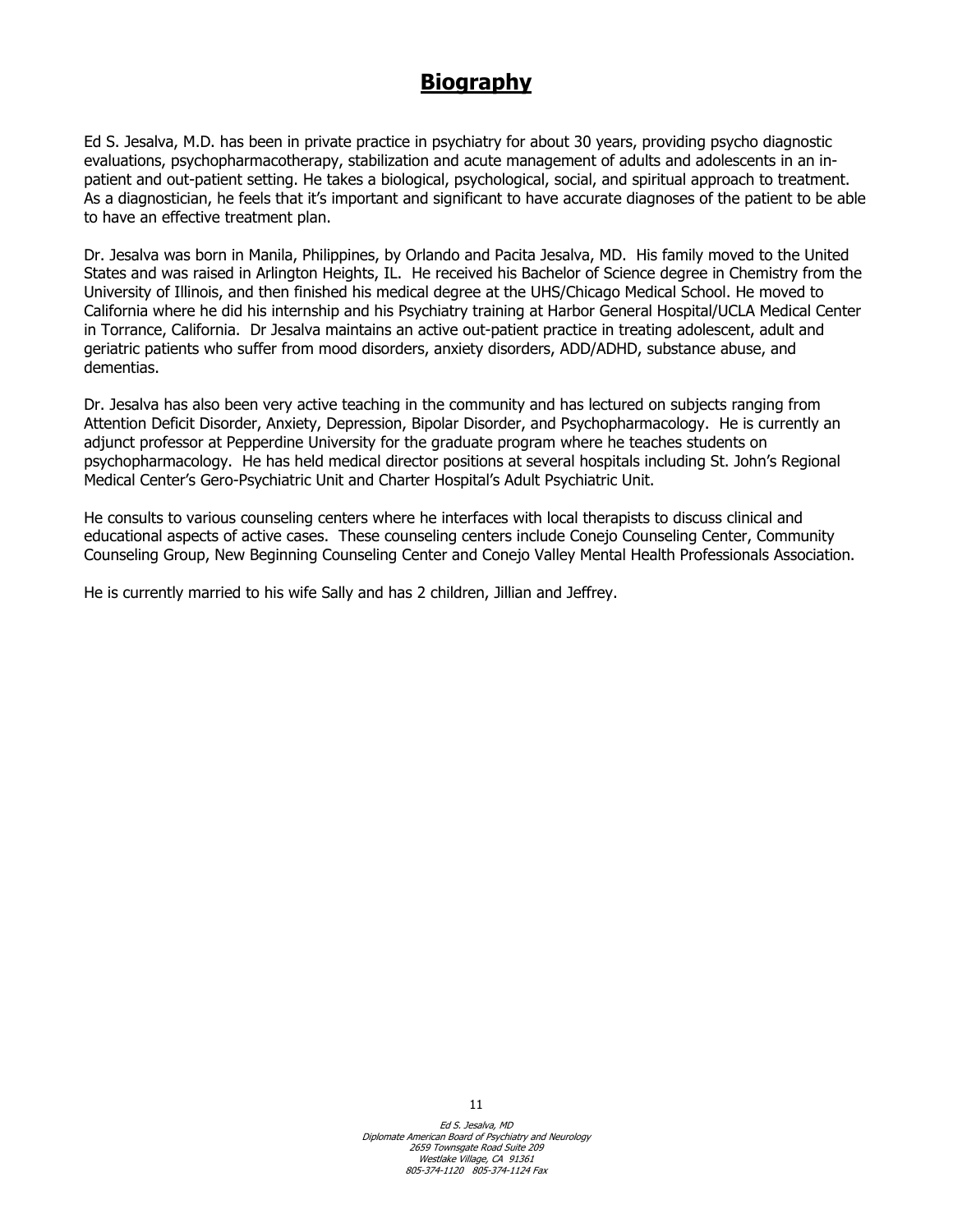# Biography

Ed S. Jesalva, M.D. has been in private practice in psychiatry for about 30 years, providing psycho diagnostic evaluations, psychopharmacotherapy, stabilization and acute management of adults and adolescents in an in-patient and out-patient setting. He takes a biological, psychological, social, and spiritual approach to treatment. As a diagnostician, he feels that it's important and significant to have accurate diagnoses of the patient to be able to have an effective treatment plan.

Dr. Jesalva was born in Manila, Philippines, by Orlando and Pacita Jesalva, MD. His family moved to the United States and was raised in Arlington Heights, IL. He received his Bachelor of Science degree in Chemistry from the University of Illinois, and then finished his medical degree at the UHS/Chicago Medical School. He moved to California where he did his internship and his Psychiatry training at Harbor General Hospital/UCLA Medical Center in Torrance, California. Dr Jesalva maintains an active out-patient practice in treating adolescent, adult and geriatric patients who suffer from mood disorders, anxiety disorders, ADD/ADHD, substance abuse, and dementias.

Dr. Jesalva has also been very active teaching in the community and has lectured on subjects ranging from Attention Deficit Disorder, Anxiety, Depression, Bipolar Disorder, and Psychopharmacology. He is currently an adjunct professor at Pepperdine University for the graduate program where he teaches students on psychopharmacology. He has held medical director positions at several hospitals including St. John's Regional Medical Center's Gero-Psychiatric Unit and Charter Hospital's Adult Psychiatric Unit.

He consults to various counseling centers where he interfaces with local therapists to discuss clinical and educational aspects of active cases. These counseling centers include Conejo Counseling Center, Community Counseling Group, New Beginning Counseling Center and Conejo Valley Mental Health Professionals Association.

He is currently married to his wife Sally and has 2 children, Jillian and Jeffrey.